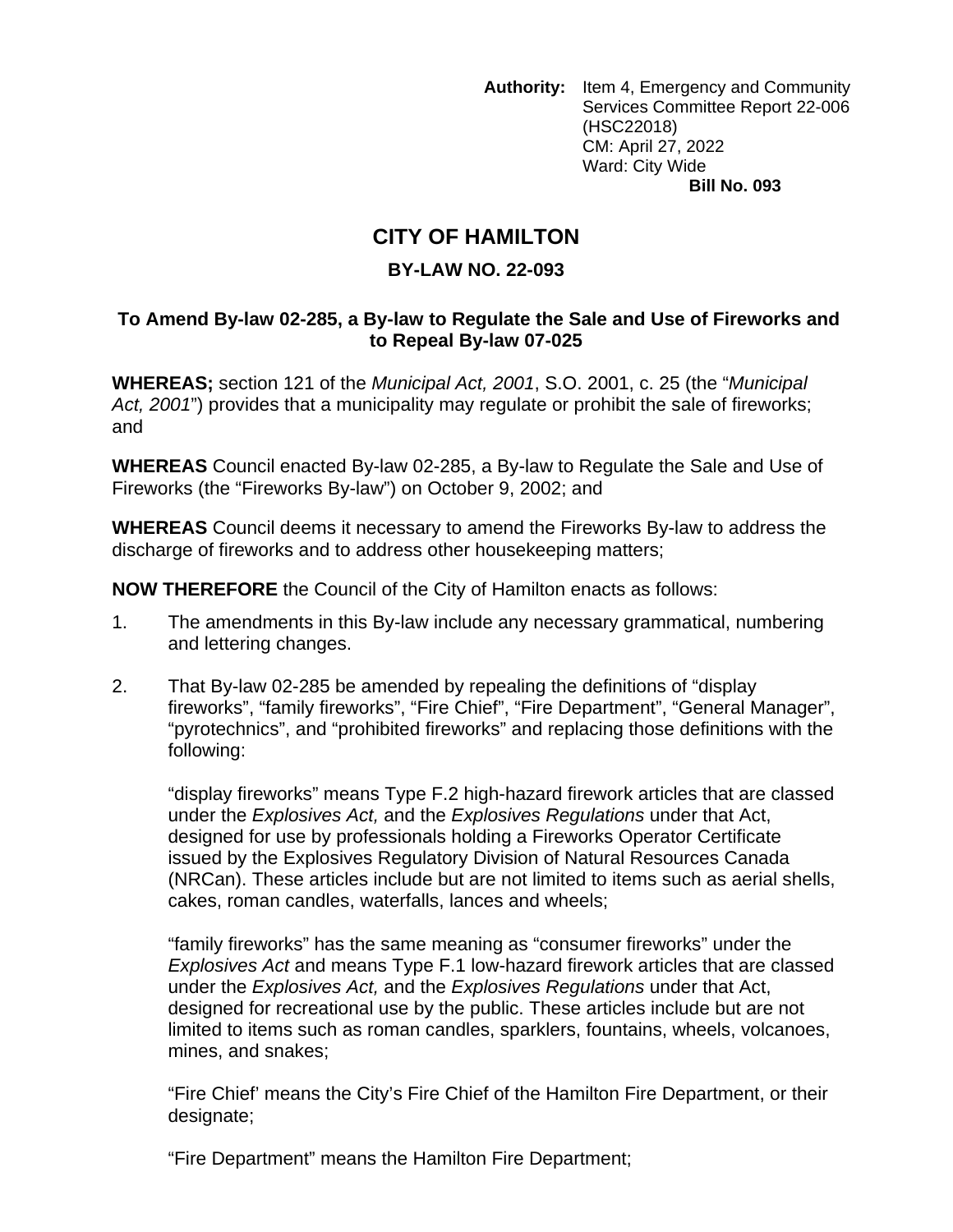**Authority:** Item 4, Emergency and Community Services Committee Report 22-006 (HSC22018)
CM: April 27, 2022
Ward: City Wide

**Bill No. 093**

# CITY OF HAMILTON

## BY-LAW NO. 22-093

### To Amend By-law 02-285, a By-law to Regulate the Sale and Use of Fireworks and to Repeal By-law 07-025

**WHEREAS;** section 121 of the *Municipal Act, 2001*, S.O. 2001, c. 25 (the "*Municipal Act, 2001*") provides that a municipality may regulate or prohibit the sale of fireworks; and

**WHEREAS** Council enacted By-law 02-285, a By-law to Regulate the Sale and Use of Fireworks (the "Fireworks By-law") on October 9, 2002; and

**WHEREAS** Council deems it necessary to amend the Fireworks By-law to address the discharge of fireworks and to address other housekeeping matters;

**NOW THEREFORE** the Council of the City of Hamilton enacts as follows:

1. The amendments in this By-law include any necessary grammatical, numbering and lettering changes.

2. That By-law 02-285 be amended by repealing the definitions of "display fireworks", "family fireworks", "Fire Chief", "Fire Department", "General Manager", "pyrotechnics", and "prohibited fireworks" and replacing those definitions with the following:

   "display fireworks" means Type F.2 high-hazard firework articles that are classed under the *Explosives Act,* and the *Explosives Regulations* under that Act, designed for use by professionals holding a Fireworks Operator Certificate issued by the Explosives Regulatory Division of Natural Resources Canada (NRCan). These articles include but are not limited to items such as aerial shells, cakes, roman candles, waterfalls, lances and wheels;

   "family fireworks" has the same meaning as "consumer fireworks" under the *Explosives Act* and means Type F.1 low-hazard firework articles that are classed under the *Explosives Act,* and the *Explosives Regulations* under that Act, designed for recreational use by the public. These articles include but are not limited to items such as roman candles, sparklers, fountains, wheels, volcanoes, mines, and snakes;

   "Fire Chief' means the City's Fire Chief of the Hamilton Fire Department, or their designate;

   "Fire Department" means the Hamilton Fire Department;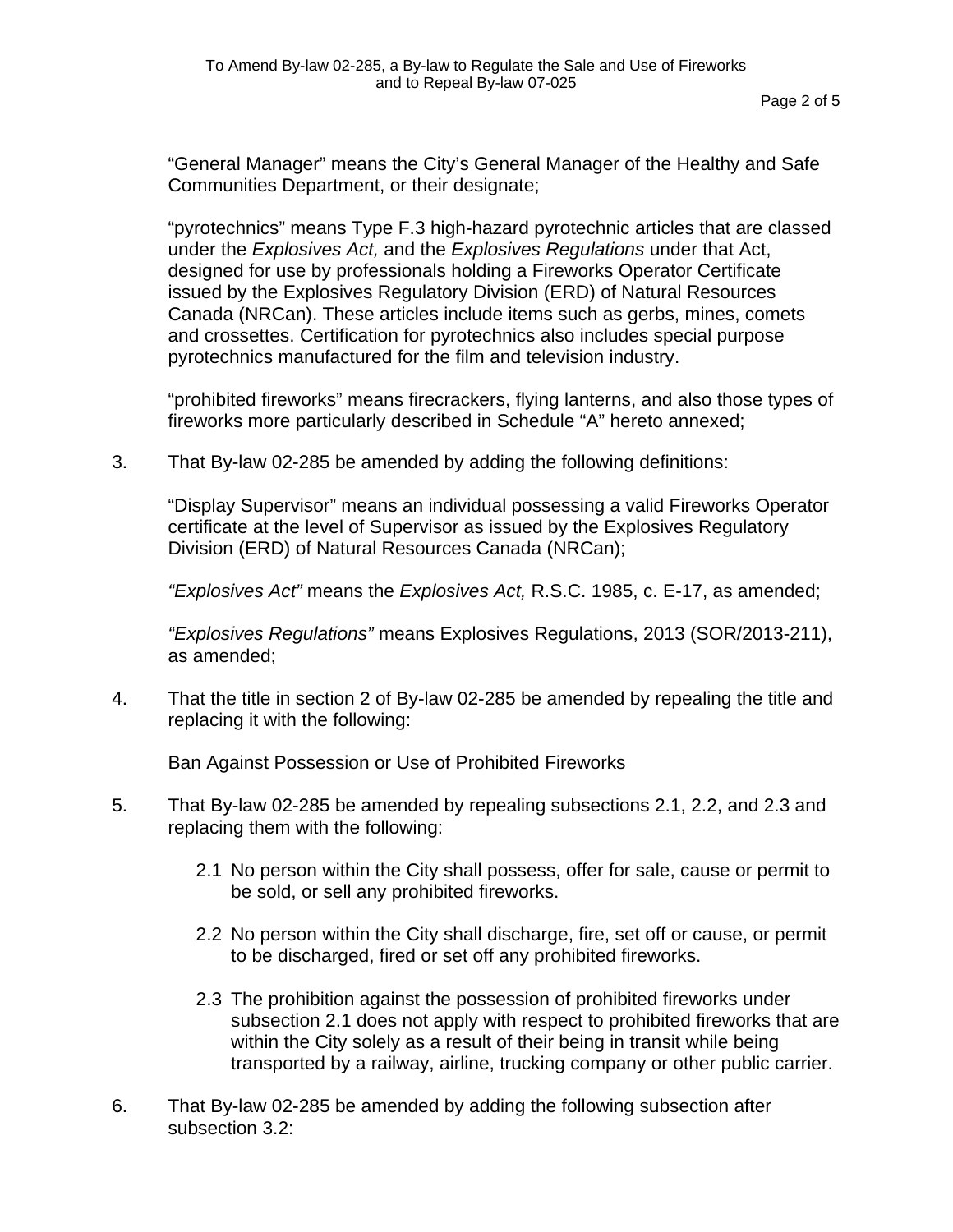“General Manager” means the City’s General Manager of the Healthy and Safe Communities Department, or their designate;

“pyrotechnics” means Type F.3 high-hazard pyrotechnic articles that are classed under the *Explosives Act,* and the *Explosives Regulations* under that Act, designed for use by professionals holding a Fireworks Operator Certificate issued by the Explosives Regulatory Division (ERD) of Natural Resources Canada (NRCan). These articles include items such as gerbs, mines, comets and crossettes. Certification for pyrotechnics also includes special purpose pyrotechnics manufactured for the film and television industry.

“prohibited fireworks” means firecrackers, flying lanterns, and also those types of fireworks more particularly described in Schedule “A” hereto annexed;

3. That By-law 02-285 be amended by adding the following definitions:

   “Display Supervisor” means an individual possessing a valid Fireworks Operator certificate at the level of Supervisor as issued by the Explosives Regulatory Division (ERD) of Natural Resources Canada (NRCan);

   *“Explosives Act”* means the *Explosives Act,* R.S.C. 1985, c. E-17, as amended;

   *“Explosives Regulations”* means Explosives Regulations, 2013 (SOR/2013-211), as amended;

4. That the title in section 2 of By-law 02-285 be amended by repealing the title and replacing it with the following:

   Ban Against Possession or Use of Prohibited Fireworks

5. That By-law 02-285 be amended by repealing subsections 2.1, 2.2, and 2.3 and replacing them with the following:

   2.1 No person within the City shall possess, offer for sale, cause or permit to be sold, or sell any prohibited fireworks.

   2.2 No person within the City shall discharge, fire, set off or cause, or permit to be discharged, fired or set off any prohibited fireworks.

   2.3 The prohibition against the possession of prohibited fireworks under subsection 2.1 does not apply with respect to prohibited fireworks that are within the City solely as a result of their being in transit while being transported by a railway, airline, trucking company or other public carrier.

6. That By-law 02-285 be amended by adding the following subsection after subsection 3.2: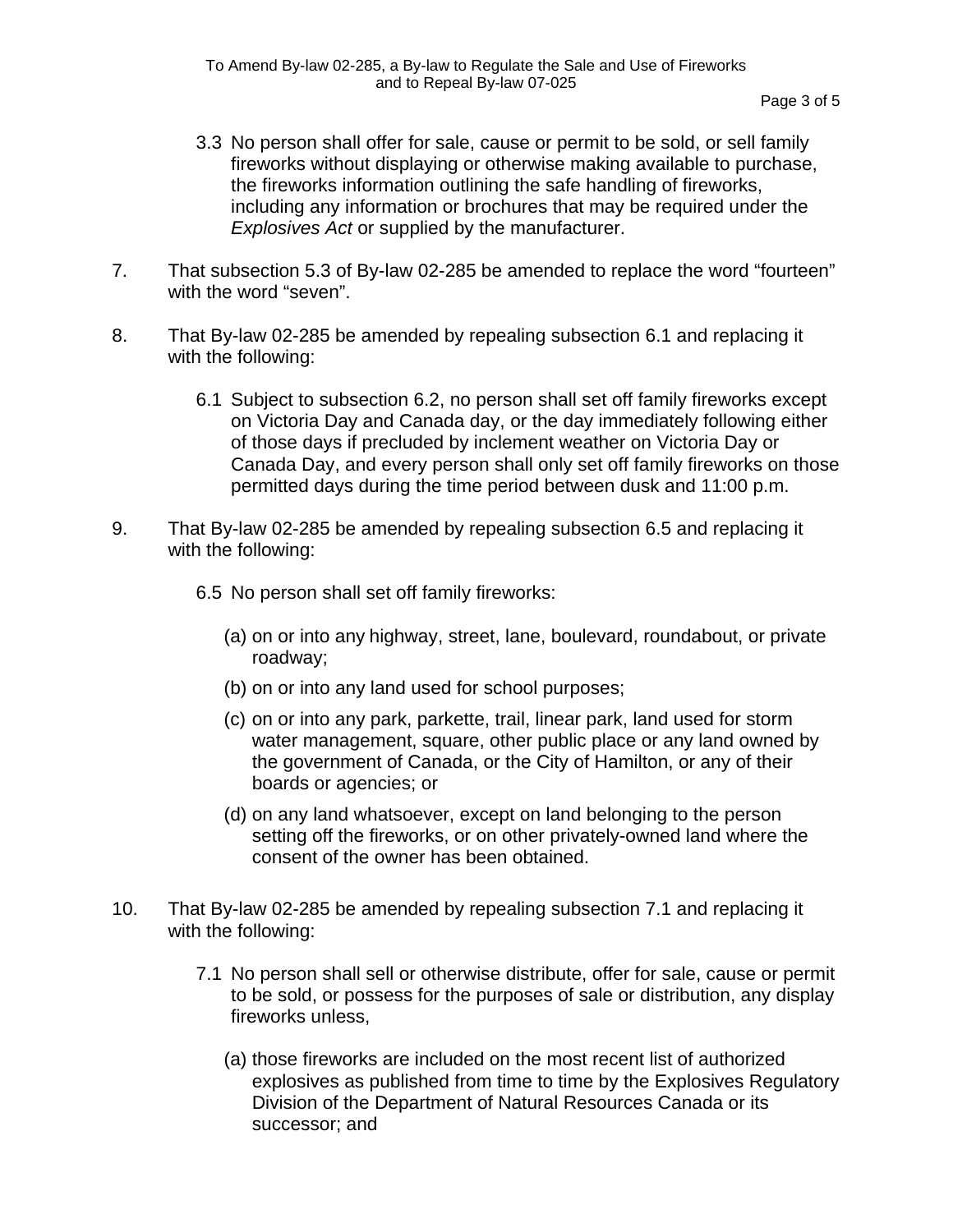3.3 No person shall offer for sale, cause or permit to be sold, or sell family fireworks without displaying or otherwise making available to purchase, the fireworks information outlining the safe handling of fireworks, including any information or brochures that may be required under the *Explosives Act* or supplied by the manufacturer.

7. That subsection 5.3 of By-law 02-285 be amended to replace the word "fourteen" with the word "seven".

8. That By-law 02-285 be amended by repealing subsection 6.1 and replacing it with the following:

   6.1 Subject to subsection 6.2, no person shall set off family fireworks except on Victoria Day and Canada day, or the day immediately following either of those days if precluded by inclement weather on Victoria Day or Canada Day, and every person shall only set off family fireworks on those permitted days during the time period between dusk and 11:00 p.m.

9. That By-law 02-285 be amended by repealing subsection 6.5 and replacing it with the following:

   6.5 No person shall set off family fireworks:

   (a) on or into any highway, street, lane, boulevard, roundabout, or private roadway;

   (b) on or into any land used for school purposes;

   (c) on or into any park, parkette, trail, linear park, land used for storm water management, square, other public place or any land owned by the government of Canada, or the City of Hamilton, or any of their boards or agencies; or

   (d) on any land whatsoever, except on land belonging to the person setting off the fireworks, or on other privately-owned land where the consent of the owner has been obtained.

10. That By-law 02-285 be amended by repealing subsection 7.1 and replacing it with the following:

    7.1 No person shall sell or otherwise distribute, offer for sale, cause or permit to be sold, or possess for the purposes of sale or distribution, any display fireworks unless,

    (a) those fireworks are included on the most recent list of authorized explosives as published from time to time by the Explosives Regulatory Division of the Department of Natural Resources Canada or its successor; and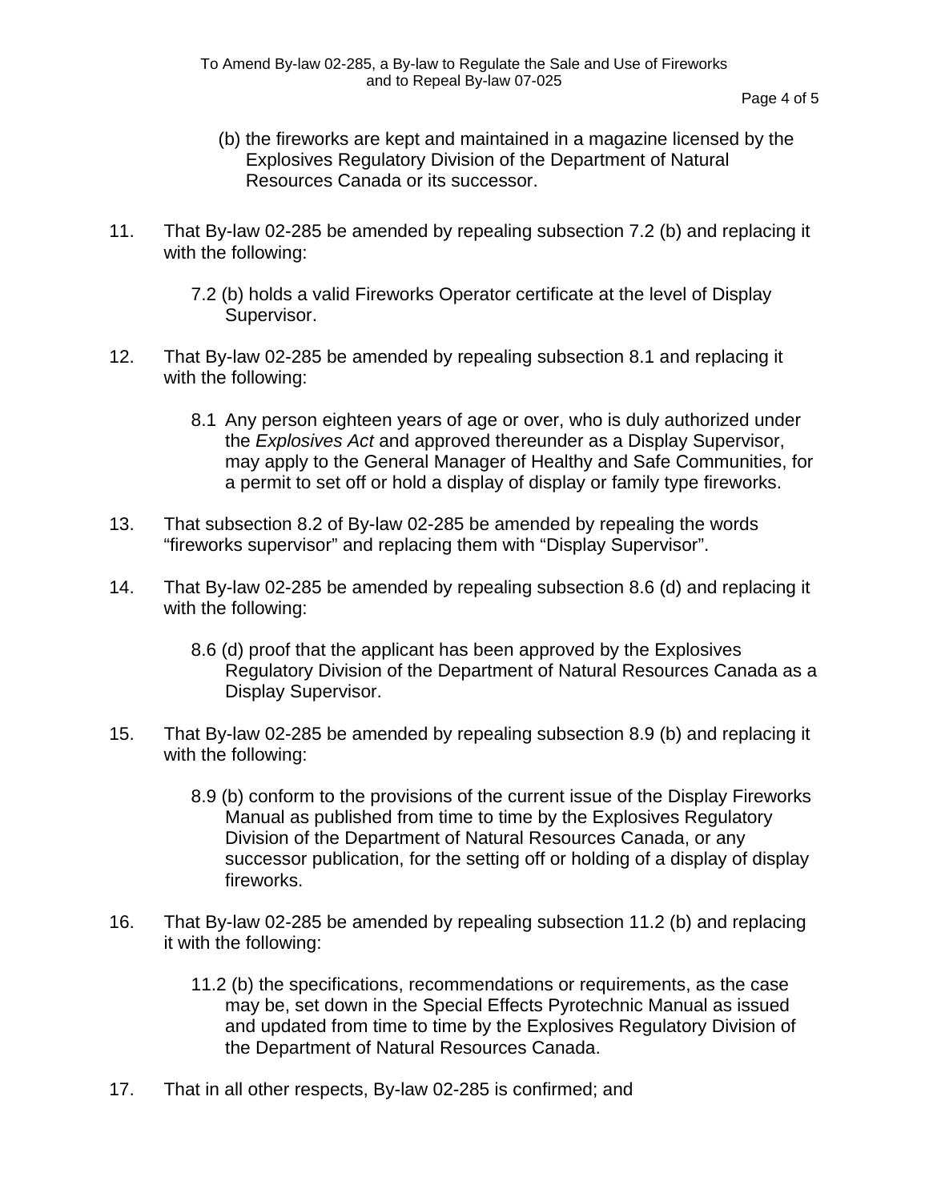(b) the fireworks are kept and maintained in a magazine licensed by the Explosives Regulatory Division of the Department of Natural Resources Canada or its successor.

11. That By-law 02-285 be amended by repealing subsection 7.2 (b) and replacing it with the following:

    7.2 (b) holds a valid Fireworks Operator certificate at the level of Display Supervisor.

12. That By-law 02-285 be amended by repealing subsection 8.1 and replacing it with the following:

    8.1 Any person eighteen years of age or over, who is duly authorized under the *Explosives Act* and approved thereunder as a Display Supervisor, may apply to the General Manager of Healthy and Safe Communities, for a permit to set off or hold a display of display or family type fireworks.

13. That subsection 8.2 of By-law 02-285 be amended by repealing the words "fireworks supervisor" and replacing them with "Display Supervisor".

14. That By-law 02-285 be amended by repealing subsection 8.6 (d) and replacing it with the following:

    8.6 (d) proof that the applicant has been approved by the Explosives Regulatory Division of the Department of Natural Resources Canada as a Display Supervisor.

15. That By-law 02-285 be amended by repealing subsection 8.9 (b) and replacing it with the following:

    8.9 (b) conform to the provisions of the current issue of the Display Fireworks Manual as published from time to time by the Explosives Regulatory Division of the Department of Natural Resources Canada, or any successor publication, for the setting off or holding of a display of display fireworks.

16. That By-law 02-285 be amended by repealing subsection 11.2 (b) and replacing it with the following:

    11.2 (b) the specifications, recommendations or requirements, as the case may be, set down in the Special Effects Pyrotechnic Manual as issued and updated from time to time by the Explosives Regulatory Division of the Department of Natural Resources Canada.

17. That in all other respects, By-law 02-285 is confirmed; and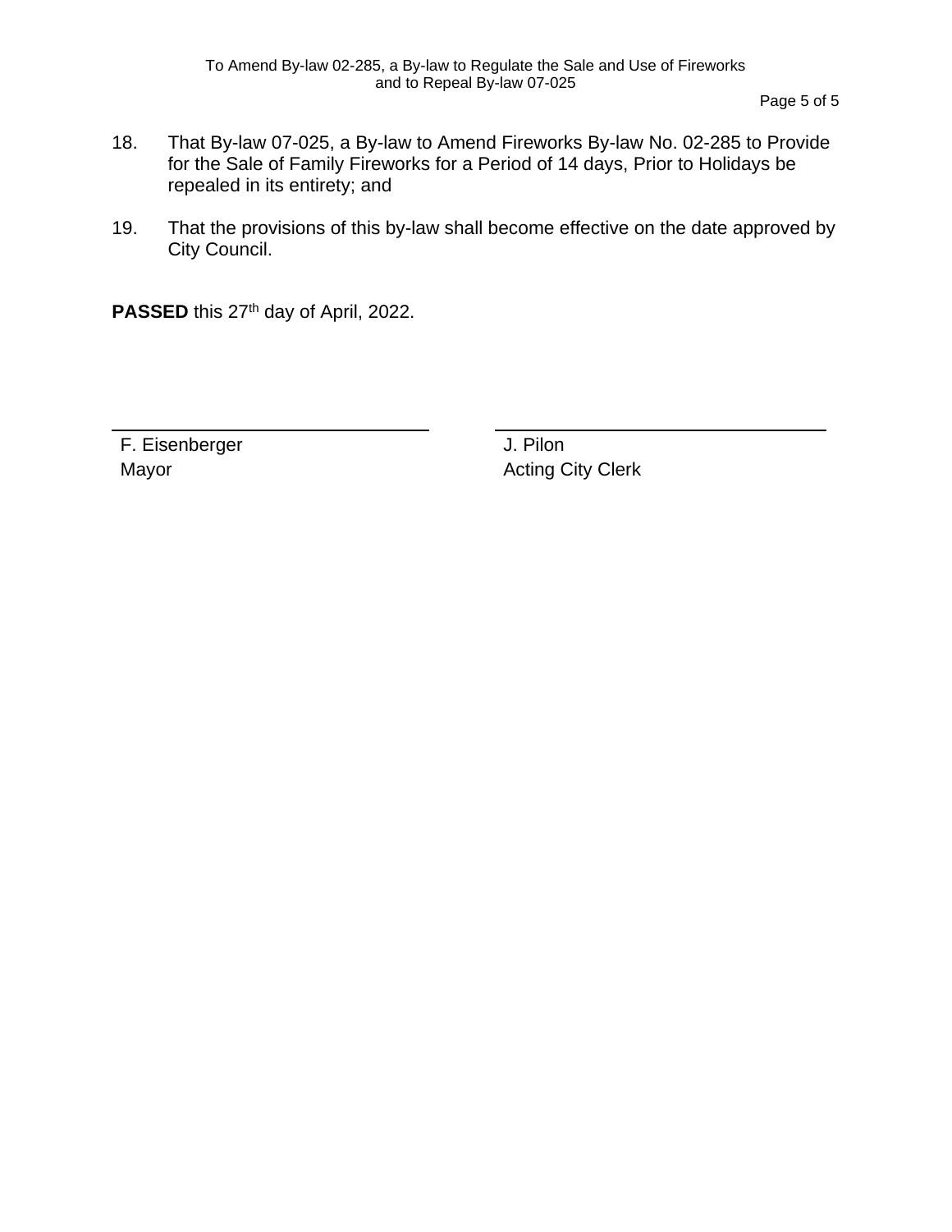18. That By-law 07-025, a By-law to Amend Fireworks By-law No. 02-285 to Provide for the Sale of Family Fireworks for a Period of 14 days, Prior to Holidays be repealed in its entirety; and

19. That the provisions of this by-law shall become effective on the date approved by City Council.

**PASSED** this 27th day of April, 2022.

| | |
|---|---|
| F. Eisenberger | J. Pilon |
| Mayor | Acting City Clerk |